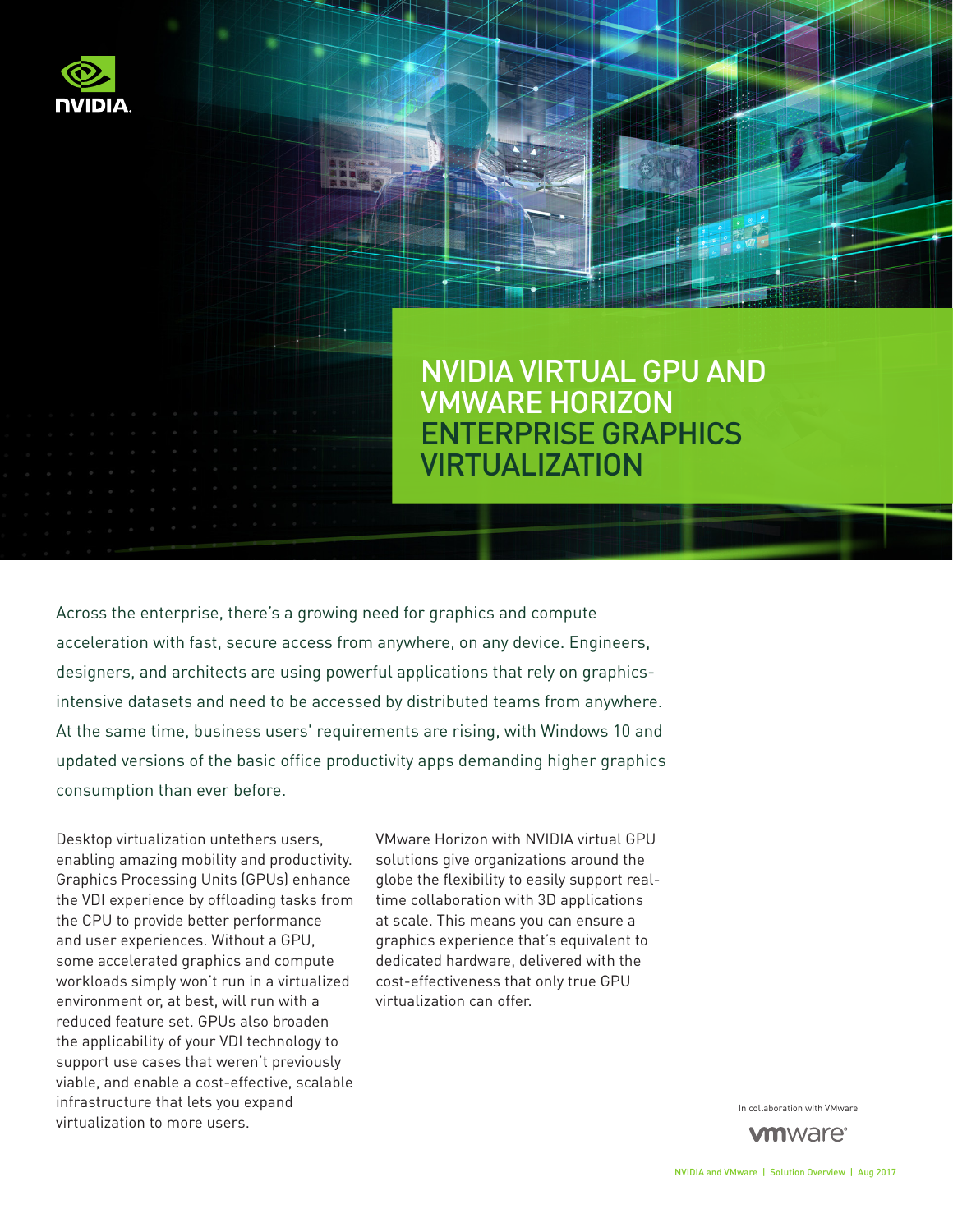# NVIDIA VIRTUAL GPU AND VMWARE HORIZON ENTERPRISE GRAPHICS VIRTUALIZATION

Across the enterprise, there's a growing need for graphics and compute acceleration with fast, secure access from anywhere, on any device. Engineers, designers, and architects are using powerful applications that rely on graphics-intensive datasets and need to be accessed by distributed teams from anywhere. At the same time, business users' requirements are rising, with Windows 10 and updated versions of the basic office productivity apps demanding higher graphics consumption than ever before.

Desktop virtualization untethers users, enabling amazing mobility and productivity. Graphics Processing Units (GPUs) enhance the VDI experience by offloading tasks from the CPU to provide better performance and user experiences. Without a GPU, some accelerated graphics and compute workloads simply won't run in a virtualized environment or, at best, will run with a reduced feature set. GPUs also broaden the applicability of your VDI technology to support use cases that weren't previously viable, and enable a cost-effective, scalable infrastructure that lets you expand virtualization to more users.

VMware Horizon with NVIDIA virtual GPU solutions give organizations around the globe the flexibility to easily support real-time collaboration with 3D applications at scale. This means you can ensure a graphics experience that's equivalent to dedicated hardware, delivered with the cost-effectiveness that only true GPU virtualization can offer.

In collaboration with VMware

NVIDIA and VMware | Solution Overview | Aug 2017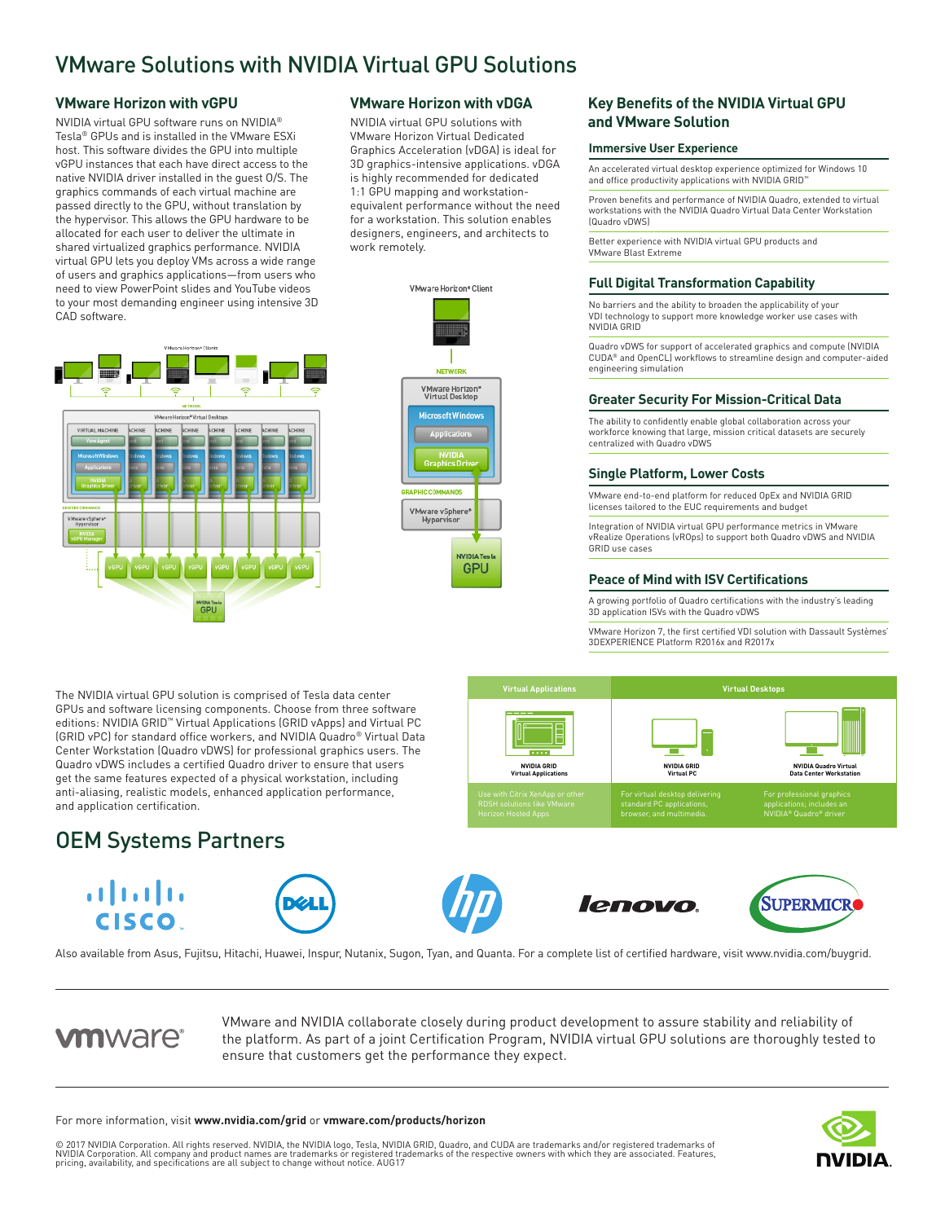# VMware Solutions with NVIDIA Virtual GPU Solutions

## VMware Horizon with vGPU

NVIDIA virtual GPU software runs on NVIDIA® Tesla® GPUs and is installed in the VMware ESXi host. This software divides the GPU into multiple vGPU instances that each have direct access to the native NVIDIA driver installed in the guest O/S. The graphics commands of each virtual machine are passed directly to the GPU, without translation by the hypervisor. This allows the GPU hardware to be allocated for each user to deliver the ultimate in shared virtualized graphics performance. NVIDIA virtual GPU lets you deploy VMs across a wide range of users and graphics applications—from users who need to view PowerPoint slides and YouTube videos to your most demanding engineer using intensive 3D CAD software.

## VMware Horizon with vDGA

NVIDIA virtual GPU solutions with VMware Horizon Virtual Dedicated Graphics Acceleration (vDGA) is ideal for 3D graphics-intensive applications. vDGA is highly recommended for dedicated 1:1 GPU mapping and workstation-equivalent performance without the need for a workstation. This solution enables designers, engineers, and architects to work remotely.

## Key Benefits of the NVIDIA Virtual GPU and VMware Solution

### Immersive User Experience

An accelerated virtual desktop experience optimized for Windows 10 and office productivity applications with NVIDIA GRID™

Proven benefits and performance of NVIDIA Quadro, extended to virtual workstations with the NVIDIA Quadro Virtual Data Center Workstation (Quadro vDWS)

Better experience with NVIDIA virtual GPU products and VMware Blast Extreme

### Full Digital Transformation Capability

No barriers and the ability to broaden the applicability of your VDI technology to support more knowledge worker use cases with NVIDIA GRID

Quadro vDWS for support of accelerated graphics and compute (NVIDIA CUDA® and OpenCL) workflows to streamline design and computer-aided engineering simulation

### Greater Security For Mission-Critical Data

The ability to confidently enable global collaboration across your workforce knowing that large, mission critical datasets are securely centralized with Quadro vDWS

### Single Platform, Lower Costs

VMware end-to-end platform for reduced OpEx and NVIDIA GRID licenses tailored to the EUC requirements and budget

Integration of NVIDIA virtual GPU performance metrics in VMware vRealize Operations (vROps) to support both Quadro vDWS and NVIDIA GRID use cases

### Peace of Mind with ISV Certifications

A growing portfolio of Quadro certifications with the industry's leading 3D application ISVs with the Quadro vDWS

VMware Horizon 7, the first certified VDI solution with Dassault Systèmes' 3DEXPERIENCE Platform R2016x and R2017x

The NVIDIA virtual GPU solution is comprised of Tesla data center GPUs and software licensing components. Choose from three software editions: NVIDIA GRID™ Virtual Applications (GRID vApps) and Virtual PC (GRID vPC) for standard office workers, and NVIDIA Quadro® Virtual Data Center Workstation (Quadro vDWS) for professional graphics users. The Quadro vDWS includes a certified Quadro driver to ensure that users get the same features expected of a physical workstation, including anti-aliasing, realistic models, enhanced application performance, and application certification.

| Virtual Applications | Virtual Desktops | |
|---|---|---|
| NVIDIA GRID Virtual Applications | NVIDIA GRID Virtual PC | NVIDIA Quadro Virtual Data Center Workstation |
| Use with Citrix XenApp or other RDSH solutions like VMware Horizon Hosted Apps | For virtual desktop delivering standard PC applications, browser, and multimedia. | For professional graphics applications; includes an NVIDIA® Quadro® driver |

## OEM Systems Partners

Also available from Asus, Fujitsu, Hitachi, Huawei, Inspur, Nutanix, Sugon, Tyan, and Quanta. For a complete list of certified hardware, visit www.nvidia.com/buygrid.

VMware and NVIDIA collaborate closely during product development to assure stability and reliability of the platform. As part of a joint Certification Program, NVIDIA virtual GPU solutions are thoroughly tested to ensure that customers get the performance they expect.

For more information, visit **www.nvidia.com/grid** or **vmware.com/products/horizon**

© 2017 NVIDIA Corporation. All rights reserved. NVIDIA, the NVIDIA logo, Tesla, NVIDIA GRID, Quadro, and CUDA are trademarks and/or registered trademarks of NVIDIA Corporation. All company and product names are trademarks or registered trademarks of the respective owners with which they are associated. Features, pricing, availability, and specifications are all subject to change without notice. AUG17